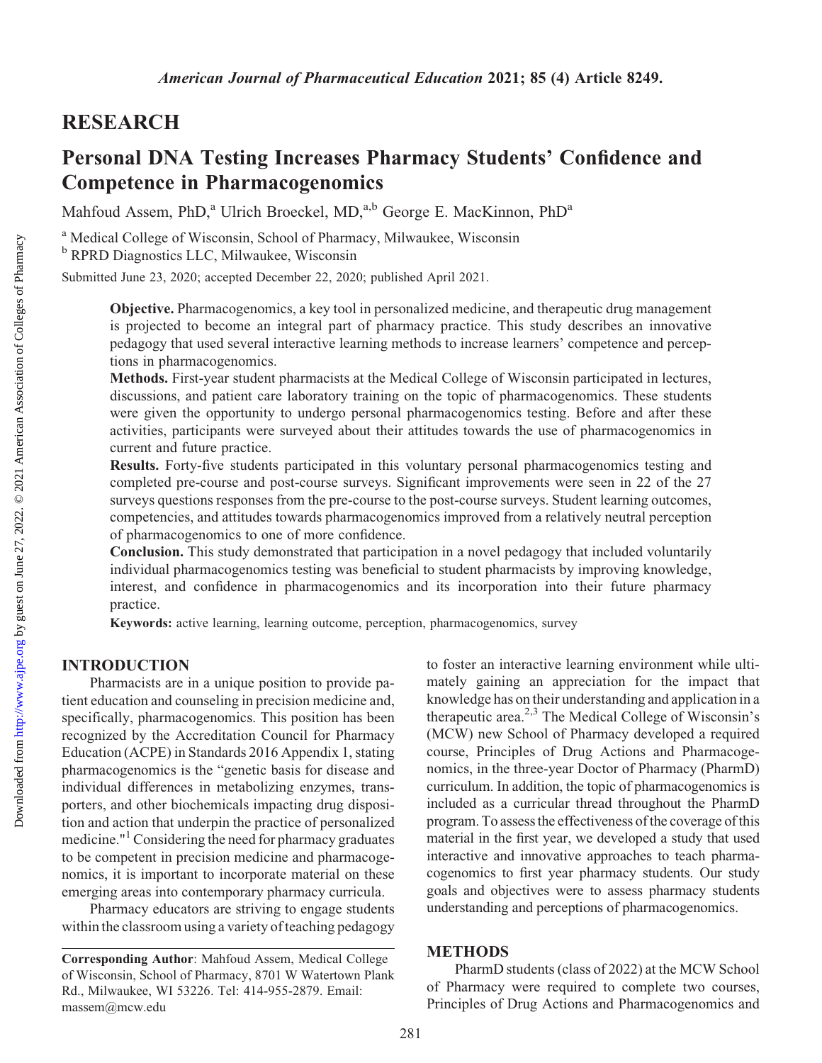## RESEARCH

# Personal DNA Testing Increases Pharmacy Students' Confidence and Competence in Pharmacogenomics

Mahfoud Assem, PhD,[a] Ulrich Broeckel, MD,[a,b] George E. MacKinnon, PhD[a]

[a] Medical College of Wisconsin, School of Pharmacy, Milwaukee, Wisconsin
[b] RPRD Diagnostics LLC, Milwaukee, Wisconsin

Submitted June 23, 2020; accepted December 22, 2020; published April 2021.

**Objective.** Pharmacogenomics, a key tool in personalized medicine, and therapeutic drug management is projected to become an integral part of pharmacy practice. This study describes an innovative pedagogy that used several interactive learning methods to increase learners' competence and perceptions in pharmacogenomics.

**Methods.** First-year student pharmacists at the Medical College of Wisconsin participated in lectures, discussions, and patient care laboratory training on the topic of pharmacogenomics. These students were given the opportunity to undergo personal pharmacogenomics testing. Before and after these activities, participants were surveyed about their attitudes towards the use of pharmacogenomics in current and future practice.

**Results.** Forty-five students participated in this voluntary personal pharmacogenomics testing and completed pre-course and post-course surveys. Significant improvements were seen in 22 of the 27 surveys questions responses from the pre-course to the post-course surveys. Student learning outcomes, competencies, and attitudes towards pharmacogenomics improved from a relatively neutral perception of pharmacogenomics to one of more confidence.

**Conclusion.** This study demonstrated that participation in a novel pedagogy that included voluntarily individual pharmacogenomics testing was beneficial to student pharmacists by improving knowledge, interest, and confidence in pharmacogenomics and its incorporation into their future pharmacy practice.

**Keywords:** active learning, learning outcome, perception, pharmacogenomics, survey

## INTRODUCTION

Pharmacists are in a unique position to provide patient education and counseling in precision medicine and, specifically, pharmacogenomics. This position has been recognized by the Accreditation Council for Pharmacy Education (ACPE) in Standards 2016 Appendix 1, stating pharmacogenomics is the "genetic basis for disease and individual differences in metabolizing enzymes, transporters, and other biochemicals impacting drug disposition and action that underpin the practice of personalized medicine."[1] Considering the need for pharmacy graduates to be competent in precision medicine and pharmacogenomics, it is important to incorporate material on these emerging areas into contemporary pharmacy curricula.

Pharmacy educators are striving to engage students within the classroom using a variety of teaching pedagogy to foster an interactive learning environment while ultimately gaining an appreciation for the impact that knowledge has on their understanding and application in a therapeutic area.[2,3] The Medical College of Wisconsin's (MCW) new School of Pharmacy developed a required course, Principles of Drug Actions and Pharmacogenomics, in the three-year Doctor of Pharmacy (PharmD) curriculum. In addition, the topic of pharmacogenomics is included as a curricular thread throughout the PharmD program. To assess the effectiveness of the coverage of this material in the first year, we developed a study that used interactive and innovative approaches to teach pharmacogenomics to first year pharmacy students. Our study goals and objectives were to assess pharmacy students understanding and perceptions of pharmacogenomics.

## METHODS

PharmD students (class of 2022) at the MCW School of Pharmacy were required to complete two courses, Principles of Drug Actions and Pharmacogenomics and

**Corresponding Author**: Mahfoud Assem, Medical College of Wisconsin, School of Pharmacy, 8701 W Watertown Plank Rd., Milwaukee, WI 53226. Tel: 414-955-2879. Email: massem@mcw.edu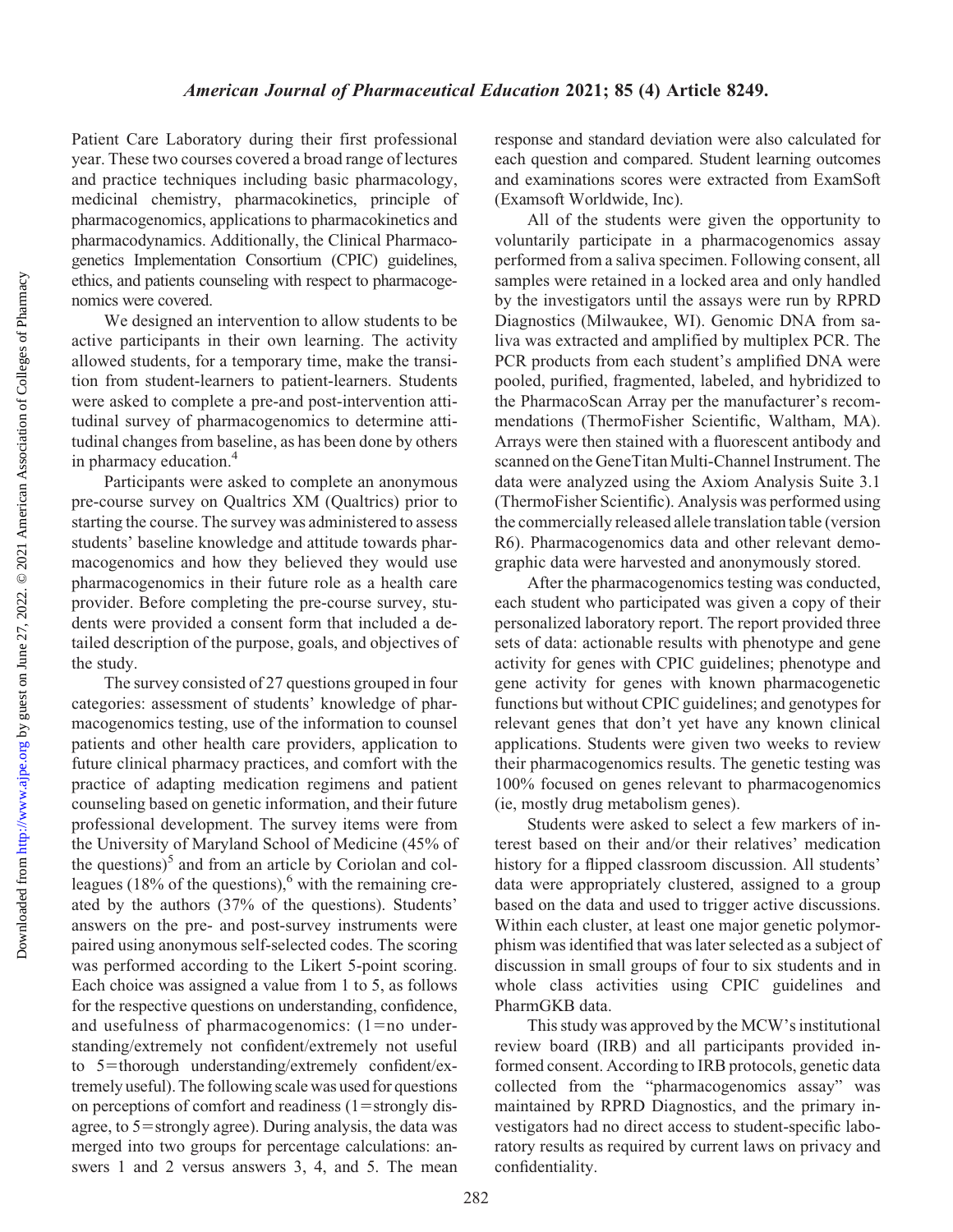Patient Care Laboratory during their first professional year. These two courses covered a broad range of lectures and practice techniques including basic pharmacology, medicinal chemistry, pharmacokinetics, principle of pharmacogenomics, applications to pharmacokinetics and pharmacodynamics. Additionally, the Clinical Pharmacogenetics Implementation Consortium (CPIC) guidelines, ethics, and patients counseling with respect to pharmacogenomics were covered.

We designed an intervention to allow students to be active participants in their own learning. The activity allowed students, for a temporary time, make the transition from student-learners to patient-learners. Students were asked to complete a pre-and post-intervention attitudinal survey of pharmacogenomics to determine attitudinal changes from baseline, as has been done by others in pharmacy education.[4]

Participants were asked to complete an anonymous pre-course survey on Qualtrics XM (Qualtrics) prior to starting the course. The survey was administered to assess students' baseline knowledge and attitude towards pharmacogenomics and how they believed they would use pharmacogenomics in their future role as a health care provider. Before completing the pre-course survey, students were provided a consent form that included a detailed description of the purpose, goals, and objectives of the study.

The survey consisted of 27 questions grouped in four categories: assessment of students' knowledge of pharmacogenomics testing, use of the information to counsel patients and other health care providers, application to future clinical pharmacy practices, and comfort with the practice of adapting medication regimens and patient counseling based on genetic information, and their future professional development. The survey items were from the University of Maryland School of Medicine (45% of the questions)[5] and from an article by Coriolan and colleagues (18% of the questions),[6] with the remaining created by the authors (37% of the questions). Students' answers on the pre- and post-survey instruments were paired using anonymous self-selected codes. The scoring was performed according to the Likert 5-point scoring. Each choice was assigned a value from 1 to 5, as follows for the respective questions on understanding, confidence, and usefulness of pharmacogenomics: (1=no understanding/extremely not confident/extremely not useful to 5=thorough understanding/extremely confident/extremely useful). The following scale was used for questions on perceptions of comfort and readiness (1=strongly disagree, to 5=strongly agree). During analysis, the data was merged into two groups for percentage calculations: answers 1 and 2 versus answers 3, 4, and 5. The mean response and standard deviation were also calculated for each question and compared. Student learning outcomes and examinations scores were extracted from ExamSoft (Examsoft Worldwide, Inc).

All of the students were given the opportunity to voluntarily participate in a pharmacogenomics assay performed from a saliva specimen. Following consent, all samples were retained in a locked area and only handled by the investigators until the assays were run by RPRD Diagnostics (Milwaukee, WI). Genomic DNA from saliva was extracted and amplified by multiplex PCR. The PCR products from each student's amplified DNA were pooled, purified, fragmented, labeled, and hybridized to the PharmacoScan Array per the manufacturer's recommendations (ThermoFisher Scientific, Waltham, MA). Arrays were then stained with a fluorescent antibody and scanned on the GeneTitan Multi-Channel Instrument. The data were analyzed using the Axiom Analysis Suite 3.1 (ThermoFisher Scientific). Analysis was performed using the commercially released allele translation table (version R6). Pharmacogenomics data and other relevant demographic data were harvested and anonymously stored.

After the pharmacogenomics testing was conducted, each student who participated was given a copy of their personalized laboratory report. The report provided three sets of data: actionable results with phenotype and gene activity for genes with CPIC guidelines; phenotype and gene activity for genes with known pharmacogenetic functions but without CPIC guidelines; and genotypes for relevant genes that don't yet have any known clinical applications. Students were given two weeks to review their pharmacogenomics results. The genetic testing was 100% focused on genes relevant to pharmacogenomics (ie, mostly drug metabolism genes).

Students were asked to select a few markers of interest based on their and/or their relatives' medication history for a flipped classroom discussion. All students' data were appropriately clustered, assigned to a group based on the data and used to trigger active discussions. Within each cluster, at least one major genetic polymorphism was identified that was later selected as a subject of discussion in small groups of four to six students and in whole class activities using CPIC guidelines and PharmGKB data.

This study was approved by the MCW's institutional review board (IRB) and all participants provided informed consent. According to IRB protocols, genetic data collected from the "pharmacogenomics assay" was maintained by RPRD Diagnostics, and the primary investigators had no direct access to student-specific laboratory results as required by current laws on privacy and confidentiality.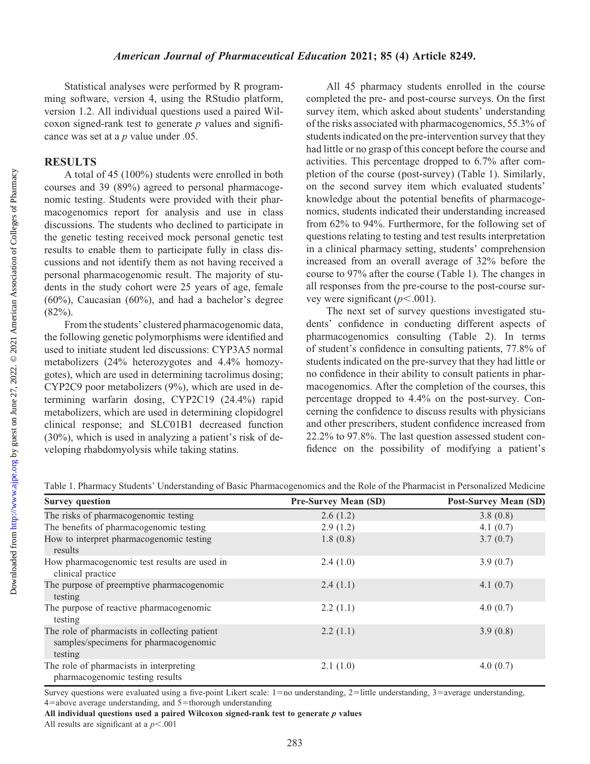Statistical analyses were performed by R programming software, version 4, using the RStudio platform, version 1.2. All individual questions used a paired Wilcoxon signed-rank test to generate *p* values and significance was set at a *p* value under .05.

## RESULTS

A total of 45 (100%) students were enrolled in both courses and 39 (89%) agreed to personal pharmacogenomic testing. Students were provided with their pharmacogenomics report for analysis and use in class discussions. The students who declined to participate in the genetic testing received mock personal genetic test results to enable them to participate fully in class discussions and not identify them as not having received a personal pharmacogenomic result. The majority of students in the study cohort were 25 years of age, female (60%), Caucasian (60%), and had a bachelor's degree (82%).

From the students' clustered pharmacogenomic data, the following genetic polymorphisms were identified and used to initiate student led discussions: CYP3A5 normal metabolizers (24% heterozygotes and 4.4% homozygotes), which are used in determining tacrolimus dosing; CYP2C9 poor metabolizers (9%), which are used in determining warfarin dosing, CYP2C19 (24.4%) rapid metabolizers, which are used in determining clopidogrel clinical response; and SLC01B1 decreased function (30%), which is used in analyzing a patient's risk of developing rhabdomyolysis while taking statins.

All 45 pharmacy students enrolled in the course completed the pre- and post-course surveys. On the first survey item, which asked about students' understanding of the risks associated with pharmacogenomics, 55.3% of students indicated on the pre-intervention survey that they had little or no grasp of this concept before the course and activities. This percentage dropped to 6.7% after completion of the course (post-survey) (Table 1). Similarly, on the second survey item which evaluated students' knowledge about the potential benefits of pharmacogenomics, students indicated their understanding increased from 62% to 94%. Furthermore, for the following set of questions relating to testing and test results interpretation in a clinical pharmacy setting, students' comprehension increased from an overall average of 32% before the course to 97% after the course (Table 1). The changes in all responses from the pre-course to the post-course survey were significant ($p<.001$).

The next set of survey questions investigated students' confidence in conducting different aspects of pharmacogenomics consulting (Table 2). In terms of student's confidence in consulting patients, 77.8% of students indicated on the pre-survey that they had little or no confidence in their ability to consult patients in pharmacogenomics. After the completion of the courses, this percentage dropped to 4.4% on the post-survey. Concerning the confidence to discuss results with physicians and other prescribers, student confidence increased from 22.2% to 97.8%. The last question assessed student confidence on the possibility of modifying a patient's

Table 1. Pharmacy Students' Understanding of Basic Pharmacogenomics and the Role of the Pharmacist in Personalized Medicine

| Survey question | Pre-Survey Mean (SD) | Post-Survey Mean (SD) |
| --- | --- | --- |
| The risks of pharmacogenomic testing | 2.6 (1.2) | 3.8 (0.8) |
| The benefits of pharmacogenomic testing | 2.9 (1.2) | 4.1 (0.7) |
| How to interpret pharmacogenomic testing results | 1.8 (0.8) | 3.7 (0.7) |
| How pharmacogenomic test results are used in clinical practice | 2.4 (1.0) | 3.9 (0.7) |
| The purpose of preemptive pharmacogenomic testing | 2.4 (1.1) | 4.1 (0.7) |
| The purpose of reactive pharmacogenomic testing | 2.2 (1.1) | 4.0 (0.7) |
| The role of pharmacists in collecting patient samples/specimens for pharmacogenomic testing | 2.2 (1.1) | 3.9 (0.8) |
| The role of pharmacists in interpreting pharmacogenomic testing results | 2.1 (1.0) | 4.0 (0.7) |

Survey questions were evaluated using a five-point Likert scale: 1=no understanding, 2=little understanding, 3=average understanding, 4=above average understanding, and 5=thorough understanding

**All individual questions used a paired Wilcoxon signed-rank test to generate *p* values**

All results are significant at a $p<.001$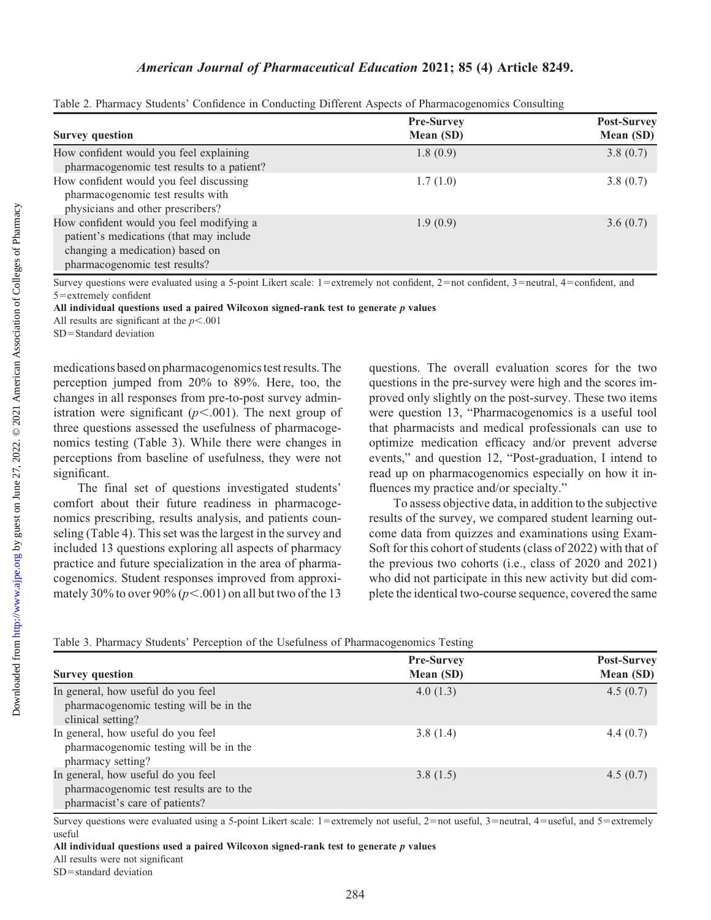Table 2. Pharmacy Students' Confidence in Conducting Different Aspects of Pharmacogenomics Consulting

| Survey question | Pre-Survey Mean (SD) | Post-Survey Mean (SD) |
|---|---|---|
| How confident would you feel explaining pharmacogenomic test results to a patient? | 1.8 (0.9) | 3.8 (0.7) |
| How confident would you feel discussing pharmacogenomic test results with physicians and other prescribers? | 1.7 (1.0) | 3.8 (0.7) |
| How confident would you feel modifying a patient's medications (that may include changing a medication) based on pharmacogenomic test results? | 1.9 (0.9) | 3.6 (0.7) |

Survey questions were evaluated using a 5-point Likert scale: 1=extremely not confident, 2=not confident, 3=neutral, 4=confident, and 5=extremely confident

**All individual questions used a paired Wilcoxon signed-rank test to generate *p* values**

All results are significant at the $p<.001$

SD=Standard deviation

medications based on pharmacogenomics test results. The perception jumped from 20% to 89%. Here, too, the changes in all responses from pre-to-post survey administration were significant ($p<.001$). The next group of three questions assessed the usefulness of pharmacogenomics testing (Table 3). While there were changes in perceptions from baseline of usefulness, they were not significant.

The final set of questions investigated students' comfort about their future readiness in pharmacogenomics prescribing, results analysis, and patients counseling (Table 4). This set was the largest in the survey and included 13 questions exploring all aspects of pharmacy practice and future specialization in the area of pharmacogenomics. Student responses improved from approximately 30% to over 90% ($p<.001$) on all but two of the 13 questions. The overall evaluation scores for the two questions in the pre-survey were high and the scores improved only slightly on the post-survey. These two items were question 13, "Pharmacogenomics is a useful tool that pharmacists and medical professionals can use to optimize medication efficacy and/or prevent adverse events," and question 12, "Post-graduation, I intend to read up on pharmacogenomics especially on how it influences my practice and/or specialty."

To assess objective data, in addition to the subjective results of the survey, we compared student learning outcome data from quizzes and examinations using ExamSoft for this cohort of students (class of 2022) with that of the previous two cohorts (i.e., class of 2020 and 2021) who did not participate in this new activity but did complete the identical two-course sequence, covered the same

Table 3. Pharmacy Students' Perception of the Usefulness of Pharmacogenomics Testing

| Survey question | Pre-Survey Mean (SD) | Post-Survey Mean (SD) |
|---|---|---|
| In general, how useful do you feel pharmacogenomic testing will be in the clinical setting? | 4.0 (1.3) | 4.5 (0.7) |
| In general, how useful do you feel pharmacogenomic testing will be in the pharmacy setting? | 3.8 (1.4) | 4.4 (0.7) |
| In general, how useful do you feel pharmacogenomic test results are to the pharmacist's care of patients? | 3.8 (1.5) | 4.5 (0.7) |

Survey questions were evaluated using a 5-point Likert scale: 1=extremely not useful, 2=not useful, 3=neutral, 4=useful, and 5=extremely useful

**All individual questions used a paired Wilcoxon signed-rank test to generate *p* values**

All results were not significant

SD=standard deviation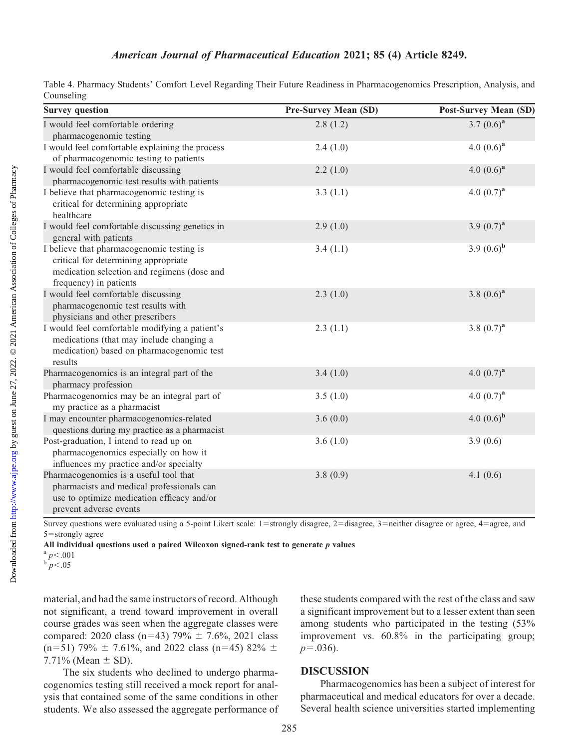Table 4. Pharmacy Students' Comfort Level Regarding Their Future Readiness in Pharmacogenomics Prescription, Analysis, and Counseling

| Survey question | Pre-Survey Mean (SD) | Post-Survey Mean (SD) |
|---|---|---|
| I would feel comfortable ordering pharmacogenomic testing | 2.8 (1.2) | 3.7 (0.6)[a] |
| I would feel comfortable explaining the process of pharmacogenomic testing to patients | 2.4 (1.0) | 4.0 (0.6)[a] |
| I would feel comfortable discussing pharmacogenomic test results with patients | 2.2 (1.0) | 4.0 (0.6)[a] |
| I believe that pharmacogenomic testing is critical for determining appropriate healthcare | 3.3 (1.1) | 4.0 (0.7)[a] |
| I would feel comfortable discussing genetics in general with patients | 2.9 (1.0) | 3.9 (0.7)[a] |
| I believe that pharmacogenomic testing is critical for determining appropriate medication selection and regimens (dose and frequency) in patients | 3.4 (1.1) | 3.9 (0.6)[b] |
| I would feel comfortable discussing pharmacogenomic test results with physicians and other prescribers | 2.3 (1.0) | 3.8 (0.6)[a] |
| I would feel comfortable modifying a patient's medications (that may include changing a medication) based on pharmacogenomic test results | 2.3 (1.1) | 3.8 (0.7)[a] |
| Pharmacogenomics is an integral part of the pharmacy profession | 3.4 (1.0) | 4.0 (0.7)[a] |
| Pharmacogenomics may be an integral part of my practice as a pharmacist | 3.5 (1.0) | 4.0 (0.7)[a] |
| I may encounter pharmacogenomics-related questions during my practice as a pharmacist | 3.6 (0.0) | 4.0 (0.6)[b] |
| Post-graduation, I intend to read up on pharmacogenomics especially on how it influences my practice and/or specialty | 3.6 (1.0) | 3.9 (0.6) |
| Pharmacogenomics is a useful tool that pharmacists and medical professionals can use to optimize medication efficacy and/or prevent adverse events | 3.8 (0.9) | 4.1 (0.6) |

Survey questions were evaluated using a 5-point Likert scale: 1=strongly disagree, 2=disagree, 3=neither disagree or agree, 4=agree, and 5=strongly agree

**All individual questions used a paired Wilcoxon signed-rank test to generate *p* values**

[a] $p<.001$
[b] $p<.05$

material, and had the same instructors of record. Although not significant, a trend toward improvement in overall course grades was seen when the aggregate classes were compared: 2020 class (n=43) 79% ± 7.6%, 2021 class (n=51) 79% ± 7.61%, and 2022 class (n=45) 82% ± 7.71% (Mean ± SD).

The six students who declined to undergo pharmacogenomics testing still received a mock report for analysis that contained some of the same conditions in other students. We also assessed the aggregate performance of these students compared with the rest of the class and saw a significant improvement but to a lesser extent than seen among students who participated in the testing (53% improvement vs. 60.8% in the participating group; $p=.036$).

## DISCUSSION

Pharmacogenomics has been a subject of interest for pharmaceutical and medical educators for over a decade. Several health science universities started implementing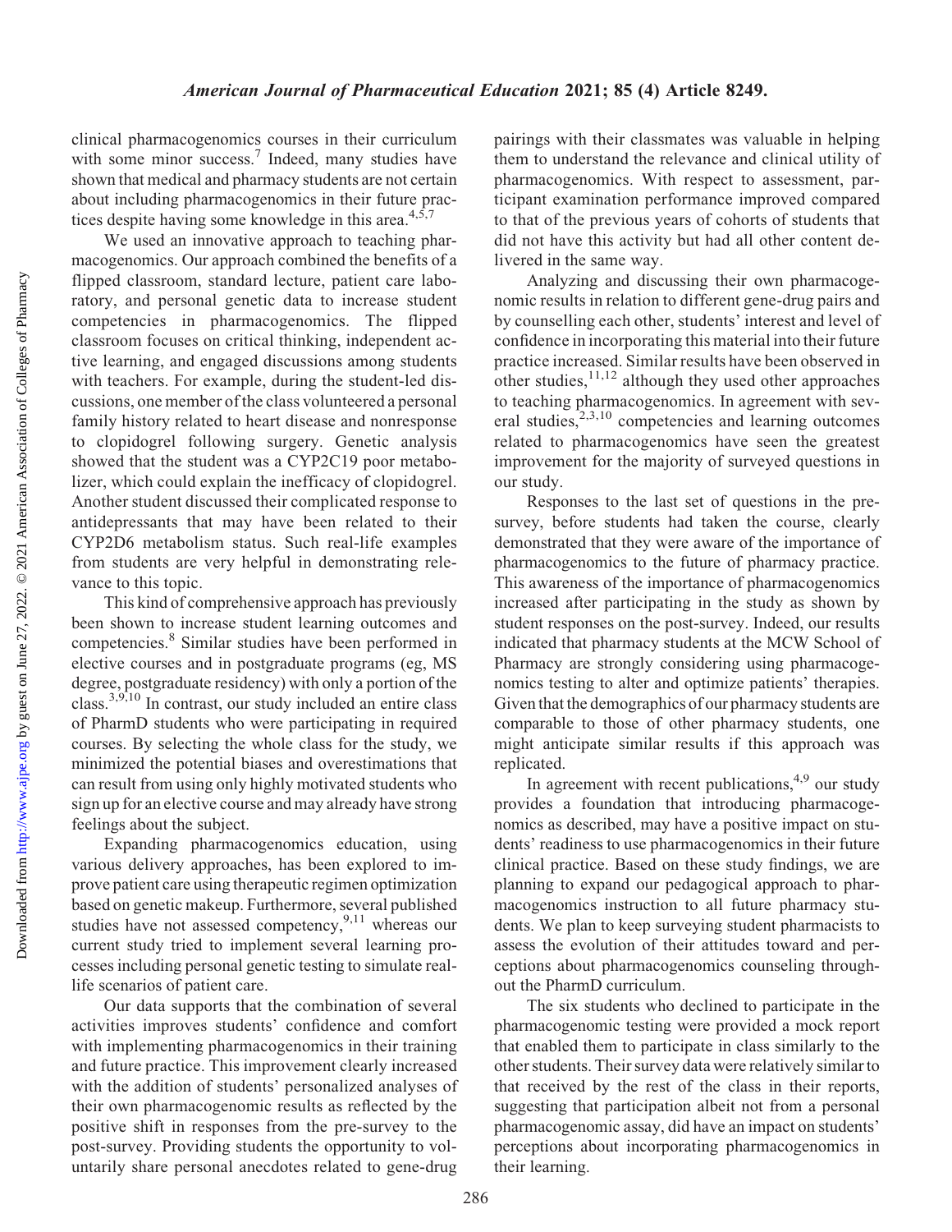clinical pharmacogenomics courses in their curriculum with some minor success.[7] Indeed, many studies have shown that medical and pharmacy students are not certain about including pharmacogenomics in their future practices despite having some knowledge in this area.[4,5,7]

We used an innovative approach to teaching pharmacogenomics. Our approach combined the benefits of a flipped classroom, standard lecture, patient care laboratory, and personal genetic data to increase student competencies in pharmacogenomics. The flipped classroom focuses on critical thinking, independent active learning, and engaged discussions among students with teachers. For example, during the student-led discussions, one member of the class volunteered a personal family history related to heart disease and nonresponse to clopidogrel following surgery. Genetic analysis showed that the student was a CYP2C19 poor metabolizer, which could explain the inefficacy of clopidogrel. Another student discussed their complicated response to antidepressants that may have been related to their CYP2D6 metabolism status. Such real-life examples from students are very helpful in demonstrating relevance to this topic.

This kind of comprehensive approach has previously been shown to increase student learning outcomes and competencies.[8] Similar studies have been performed in elective courses and in postgraduate programs (eg, MS degree, postgraduate residency) with only a portion of the class.[3,9,10] In contrast, our study included an entire class of PharmD students who were participating in required courses. By selecting the whole class for the study, we minimized the potential biases and overestimations that can result from using only highly motivated students who sign up for an elective course and may already have strong feelings about the subject.

Expanding pharmacogenomics education, using various delivery approaches, has been explored to improve patient care using therapeutic regimen optimization based on genetic makeup. Furthermore, several published studies have not assessed competency,[9,11] whereas our current study tried to implement several learning processes including personal genetic testing to simulate real-life scenarios of patient care.

Our data supports that the combination of several activities improves students' confidence and comfort with implementing pharmacogenomics in their training and future practice. This improvement clearly increased with the addition of students' personalized analyses of their own pharmacogenomic results as reflected by the positive shift in responses from the pre-survey to the post-survey. Providing students the opportunity to voluntarily share personal anecdotes related to gene-drug pairings with their classmates was valuable in helping them to understand the relevance and clinical utility of pharmacogenomics. With respect to assessment, participant examination performance improved compared to that of the previous years of cohorts of students that did not have this activity but had all other content delivered in the same way.

Analyzing and discussing their own pharmacogenomic results in relation to different gene-drug pairs and by counselling each other, students' interest and level of confidence in incorporating this material into their future practice increased. Similar results have been observed in other studies,[11,12] although they used other approaches to teaching pharmacogenomics. In agreement with several studies,[2,3,10] competencies and learning outcomes related to pharmacogenomics have seen the greatest improvement for the majority of surveyed questions in our study.

Responses to the last set of questions in the pre-survey, before students had taken the course, clearly demonstrated that they were aware of the importance of pharmacogenomics to the future of pharmacy practice. This awareness of the importance of pharmacogenomics increased after participating in the study as shown by student responses on the post-survey. Indeed, our results indicated that pharmacy students at the MCW School of Pharmacy are strongly considering using pharmacogenomics testing to alter and optimize patients' therapies. Given that the demographics of our pharmacy students are comparable to those of other pharmacy students, one might anticipate similar results if this approach was replicated.

In agreement with recent publications,[4,9] our study provides a foundation that introducing pharmacogenomics as described, may have a positive impact on students' readiness to use pharmacogenomics in their future clinical practice. Based on these study findings, we are planning to expand our pedagogical approach to pharmacogenomics instruction to all future pharmacy students. We plan to keep surveying student pharmacists to assess the evolution of their attitudes toward and perceptions about pharmacogenomics counseling throughout the PharmD curriculum.

The six students who declined to participate in the pharmacogenomic testing were provided a mock report that enabled them to participate in class similarly to the other students. Their survey data were relatively similar to that received by the rest of the class in their reports, suggesting that participation albeit not from a personal pharmacogenomic assay, did have an impact on students' perceptions about incorporating pharmacogenomics in their learning.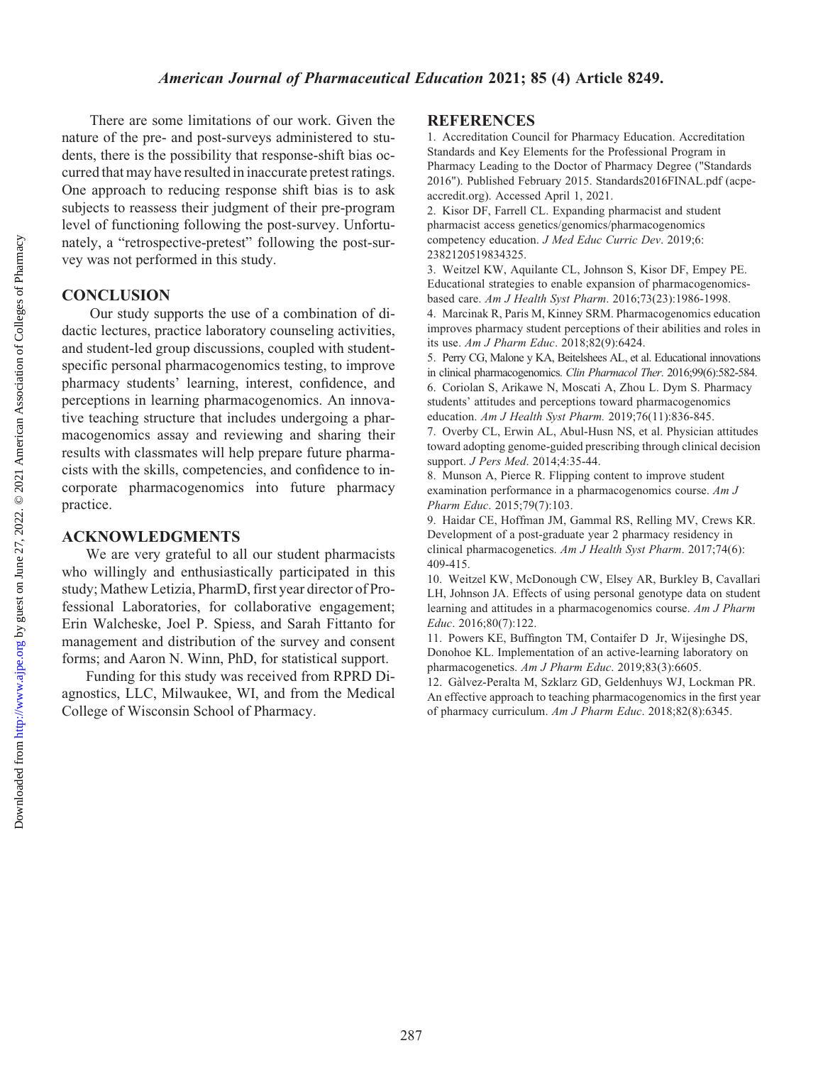There are some limitations of our work. Given the nature of the pre- and post-surveys administered to students, there is the possibility that response-shift bias occurred that may have resulted in inaccurate pretest ratings. One approach to reducing response shift bias is to ask subjects to reassess their judgment of their pre-program level of functioning following the post-survey. Unfortunately, a "retrospective-pretest" following the post-survey was not performed in this study.

## CONCLUSION

Our study supports the use of a combination of didactic lectures, practice laboratory counseling activities, and student-led group discussions, coupled with student-specific personal pharmacogenomics testing, to improve pharmacy students' learning, interest, confidence, and perceptions in learning pharmacogenomics. An innovative teaching structure that includes undergoing a pharmacogenomics assay and reviewing and sharing their results with classmates will help prepare future pharmacists with the skills, competencies, and confidence to incorporate pharmacogenomics into future pharmacy practice.

## ACKNOWLEDGMENTS

We are very grateful to all our student pharmacists who willingly and enthusiastically participated in this study; Mathew Letizia, PharmD, first year director of Professional Laboratories, for collaborative engagement; Erin Walcheske, Joel P. Spiess, and Sarah Fittanto for management and distribution of the survey and consent forms; and Aaron N. Winn, PhD, for statistical support.

Funding for this study was received from RPRD Diagnostics, LLC, Milwaukee, WI, and from the Medical College of Wisconsin School of Pharmacy.

## REFERENCES

1. Accreditation Council for Pharmacy Education. Accreditation Standards and Key Elements for the Professional Program in Pharmacy Leading to the Doctor of Pharmacy Degree ("Standards 2016"). Published February 2015. Standards2016FINAL.pdf (acpe-accredit.org). Accessed April 1, 2021.
2. Kisor DF, Farrell CL. Expanding pharmacist and student pharmacist access genetics/genomics/pharmacogenomics competency education. *J Med Educ Curric Dev*. 2019;6: 2382120519834325.
3. Weitzel KW, Aquilante CL, Johnson S, Kisor DF, Empey PE. Educational strategies to enable expansion of pharmacogenomics-based care. *Am J Health Syst Pharm*. 2016;73(23):1986-1998.
4. Marcinak R, Paris M, Kinney SRM. Pharmacogenomics education improves pharmacy student perceptions of their abilities and roles in its use. *Am J Pharm Educ*. 2018;82(9):6424.
5. Perry CG, Malone y KA, Beitelshees AL, et al. Educational innovations in clinical pharmacogenomics. *Clin Pharmacol Ther*. 2016;99(6):582-584.
6. Coriolan S, Arikawe N, Moscati A, Zhou L. Dym S. Pharmacy students' attitudes and perceptions toward pharmacogenomics education. *Am J Health Syst Pharm.* 2019;76(11):836-845.
7. Overby CL, Erwin AL, Abul-Husn NS, et al. Physician attitudes toward adopting genome-guided prescribing through clinical decision support. *J Pers Med*. 2014;4:35-44.
8. Munson A, Pierce R. Flipping content to improve student examination performance in a pharmacogenomics course. *Am J Pharm Educ*. 2015;79(7):103.
9. Haidar CE, Hoffman JM, Gammal RS, Relling MV, Crews KR. Development of a post-graduate year 2 pharmacy residency in clinical pharmacogenetics. *Am J Health Syst Pharm*. 2017;74(6): 409-415.
10. Weitzel KW, McDonough CW, Elsey AR, Burkley B, Cavallari LH, Johnson JA. Effects of using personal genotype data on student learning and attitudes in a pharmacogenomics course. *Am J Pharm Educ*. 2016;80(7):122.
11. Powers KE, Buffington TM, Contaifer D Jr, Wijesinghe DS, Donohoe KL. Implementation of an active-learning laboratory on pharmacogenetics. *Am J Pharm Educ*. 2019;83(3):6605.
12. Gàlvez-Peralta M, Szklarz GD, Geldenhuys WJ, Lockman PR. An effective approach to teaching pharmacogenomics in the first year of pharmacy curriculum. *Am J Pharm Educ*. 2018;82(8):6345.